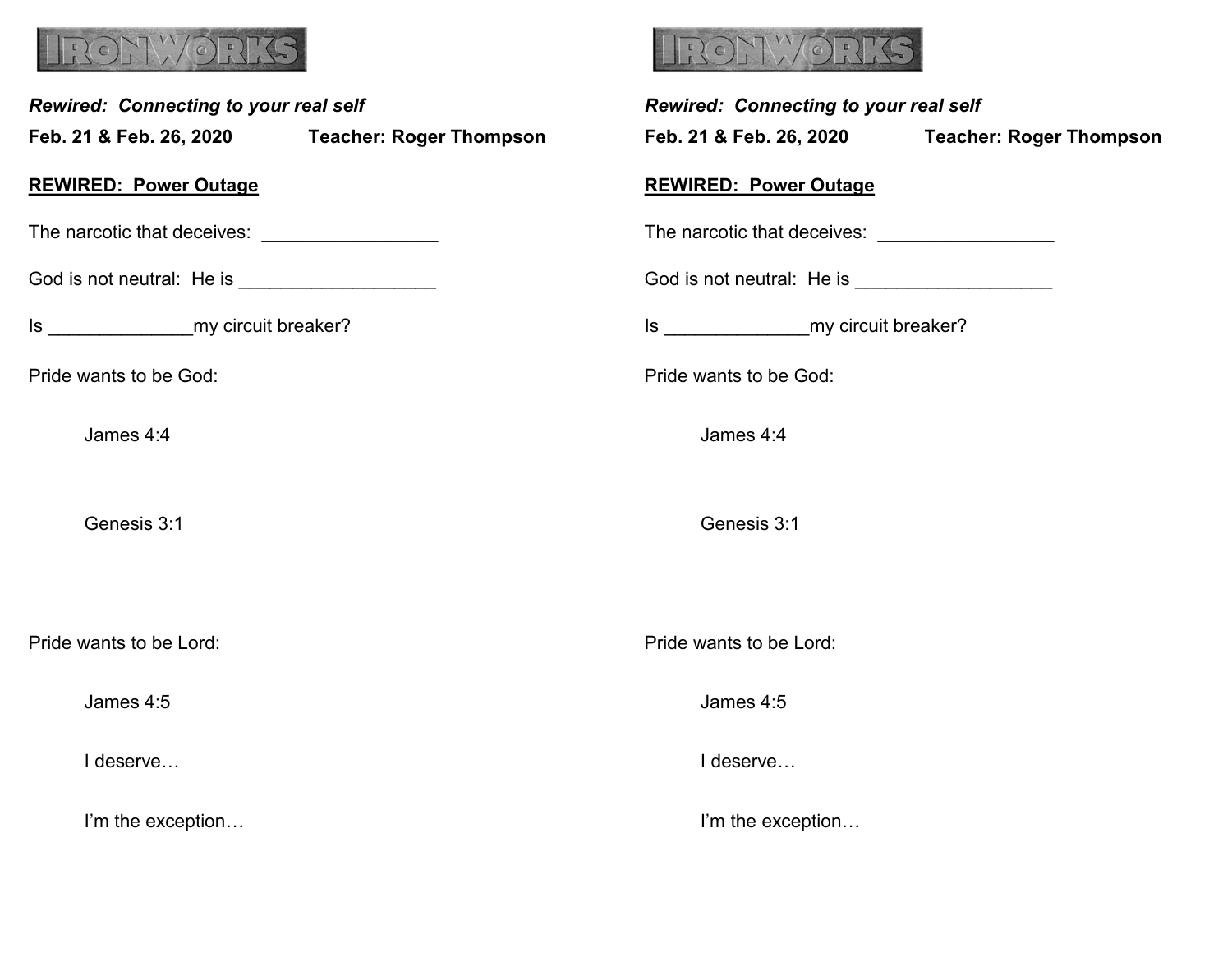IRONWORKS

*Rewired: Connecting to your real self*

**Feb. 21 & Feb. 26, 2020 Teacher: Roger Thompson**

**REWIRED: Power Outage**

The narcotic that deceives: _________________

God is not neutral: He is ___________________

Is ______________my circuit breaker?

Pride wants to be God:

James 4:4

Genesis 3:1

Pride wants to be Lord:

James 4:5

I deserve…

I'm the exception…

IRONWORKS

*Rewired: Connecting to your real self*

**Feb. 21 & Feb. 26, 2020 Teacher: Roger Thompson**

**REWIRED: Power Outage**

The narcotic that deceives: _________________

God is not neutral: He is ___________________

Is ______________my circuit breaker?

Pride wants to be God:

James 4:4

Genesis 3:1

Pride wants to be Lord:

James 4:5

I deserve…

I'm the exception…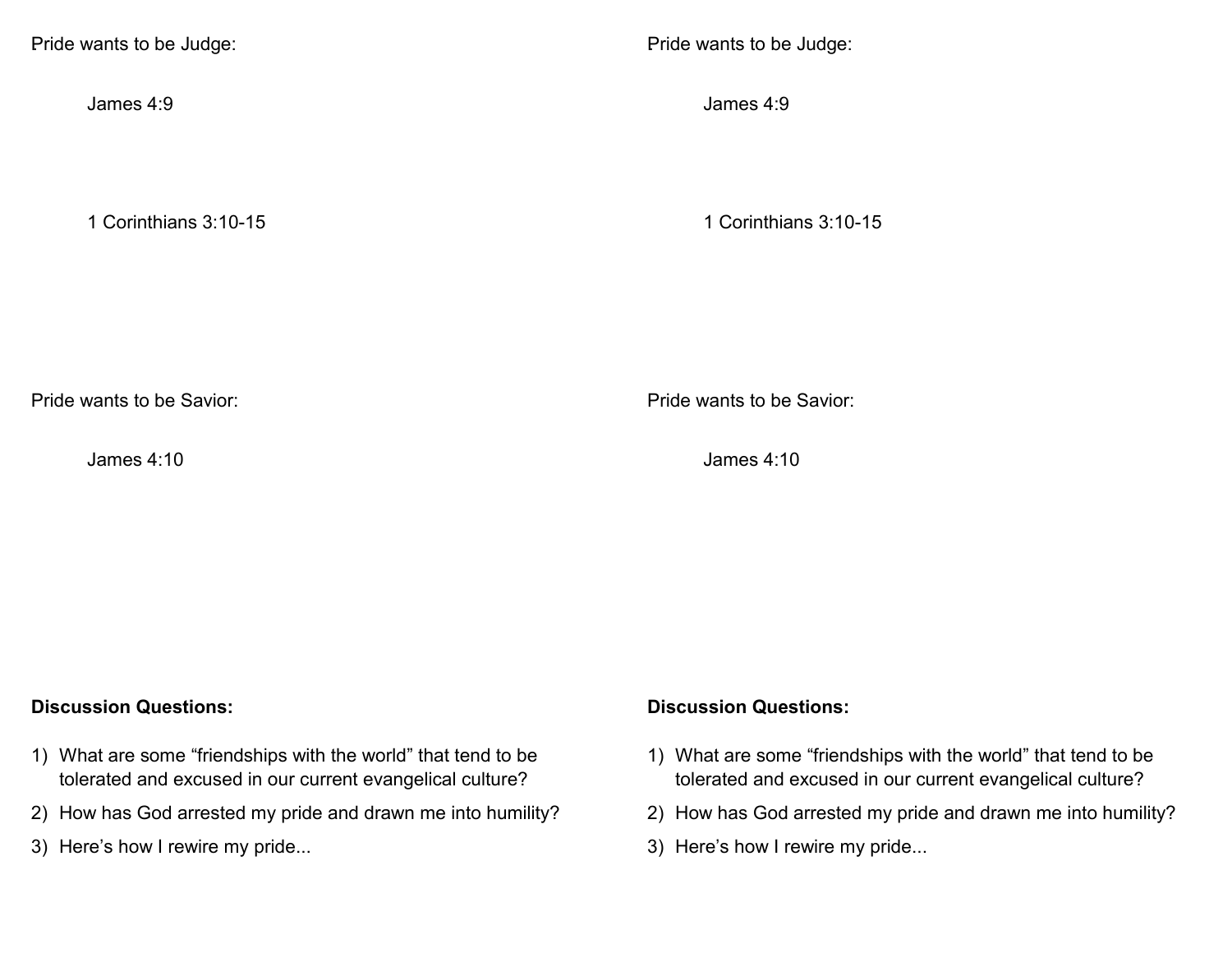Pride wants to be Judge:

James 4:9

1 Corinthians 3:10-15

Pride wants to be Savior:

James 4:10

**Discussion Questions:**

1) What are some “friendships with the world” that tend to be tolerated and excused in our current evangelical culture?
2) How has God arrested my pride and drawn me into humility?
3) Here’s how I rewire my pride...

Pride wants to be Judge:

James 4:9

1 Corinthians 3:10-15

Pride wants to be Savior:

James 4:10

**Discussion Questions:**

1) What are some “friendships with the world” that tend to be tolerated and excused in our current evangelical culture?
2) How has God arrested my pride and drawn me into humility?
3) Here’s how I rewire my pride...